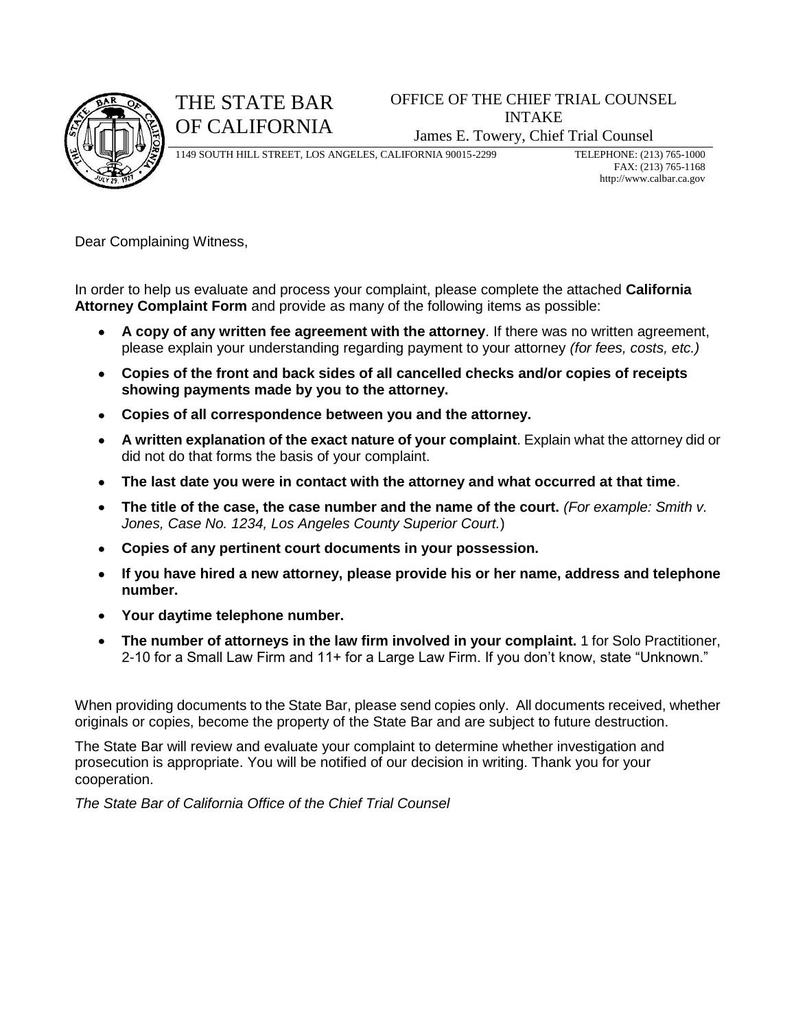# THE STATE BAR OF CALIFORNIA

OFFICE OF THE CHIEF TRIAL COUNSEL
INTAKE
James E. Towery, Chief Trial Counsel

1149 SOUTH HILL STREET, LOS ANGELES, CALIFORNIA 90015-2299

TELEPHONE: (213) 765-1000
FAX: (213) 765-1168
http://www.calbar.ca.gov

Dear Complaining Witness,

In order to help us evaluate and process your complaint, please complete the attached **California Attorney Complaint Form** and provide as many of the following items as possible:

- **A copy of any written fee agreement with the attorney**. If there was no written agreement, please explain your understanding regarding payment to your attorney *(for fees, costs, etc.)*
- **Copies of the front and back sides of all cancelled checks and/or copies of receipts showing payments made by you to the attorney.**
- **Copies of all correspondence between you and the attorney.**
- **A written explanation of the exact nature of your complaint**. Explain what the attorney did or did not do that forms the basis of your complaint.
- **The last date you were in contact with the attorney and what occurred at that time**.
- **The title of the case, the case number and the name of the court.** *(For example: Smith v. Jones, Case No. 1234, Los Angeles County Superior Court.*)
- **Copies of any pertinent court documents in your possession.**
- **If you have hired a new attorney, please provide his or her name, address and telephone number.**
- **Your daytime telephone number.**
- **The number of attorneys in the law firm involved in your complaint.** 1 for Solo Practitioner, 2-10 for a Small Law Firm and 11+ for a Large Law Firm. If you don't know, state "Unknown."

When providing documents to the State Bar, please send copies only. All documents received, whether originals or copies, become the property of the State Bar and are subject to future destruction.

The State Bar will review and evaluate your complaint to determine whether investigation and prosecution is appropriate. You will be notified of our decision in writing. Thank you for your cooperation.

*The State Bar of California Office of the Chief Trial Counsel*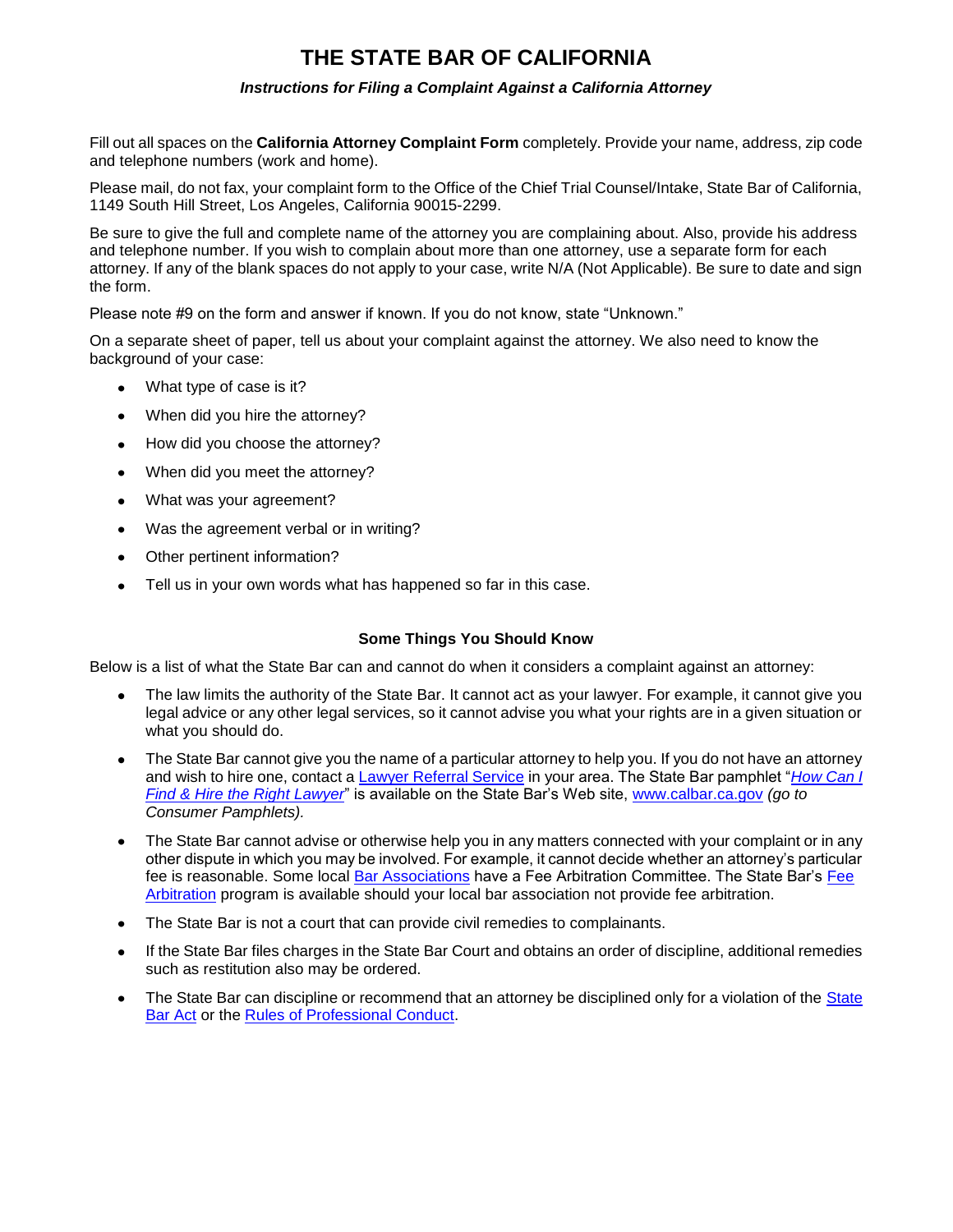# THE STATE BAR OF CALIFORNIA

***Instructions for Filing a Complaint Against a California Attorney***

Fill out all spaces on the **California Attorney Complaint Form** completely. Provide your name, address, zip code and telephone numbers (work and home).

Please mail, do not fax, your complaint form to the Office of the Chief Trial Counsel/Intake, State Bar of California, 1149 South Hill Street, Los Angeles, California 90015-2299.

Be sure to give the full and complete name of the attorney you are complaining about. Also, provide his address and telephone number. If you wish to complain about more than one attorney, use a separate form for each attorney. If any of the blank spaces do not apply to your case, write N/A (Not Applicable). Be sure to date and sign the form.

Please note #9 on the form and answer if known. If you do not know, state "Unknown."

On a separate sheet of paper, tell us about your complaint against the attorney. We also need to know the background of your case:

- What type of case is it?
- When did you hire the attorney?
- How did you choose the attorney?
- When did you meet the attorney?
- What was your agreement?
- Was the agreement verbal or in writing?
- Other pertinent information?
- Tell us in your own words what has happened so far in this case.

### Some Things You Should Know

Below is a list of what the State Bar can and cannot do when it considers a complaint against an attorney:

- The law limits the authority of the State Bar. It cannot act as your lawyer. For example, it cannot give you legal advice or any other legal services, so it cannot advise you what your rights are in a given situation or what you should do.
- The State Bar cannot give you the name of a particular attorney to help you. If you do not have an attorney and wish to hire one, contact a Lawyer Referral Service in your area. The State Bar pamphlet "*How Can I Find & Hire the Right Lawyer*" is available on the State Bar's Web site, www.calbar.ca.gov *(go to Consumer Pamphlets).*
- The State Bar cannot advise or otherwise help you in any matters connected with your complaint or in any other dispute in which you may be involved. For example, it cannot decide whether an attorney's particular fee is reasonable. Some local Bar Associations have a Fee Arbitration Committee. The State Bar's Fee Arbitration program is available should your local bar association not provide fee arbitration.
- The State Bar is not a court that can provide civil remedies to complainants.
- If the State Bar files charges in the State Bar Court and obtains an order of discipline, additional remedies such as restitution also may be ordered.
- The State Bar can discipline or recommend that an attorney be disciplined only for a violation of the State Bar Act or the Rules of Professional Conduct.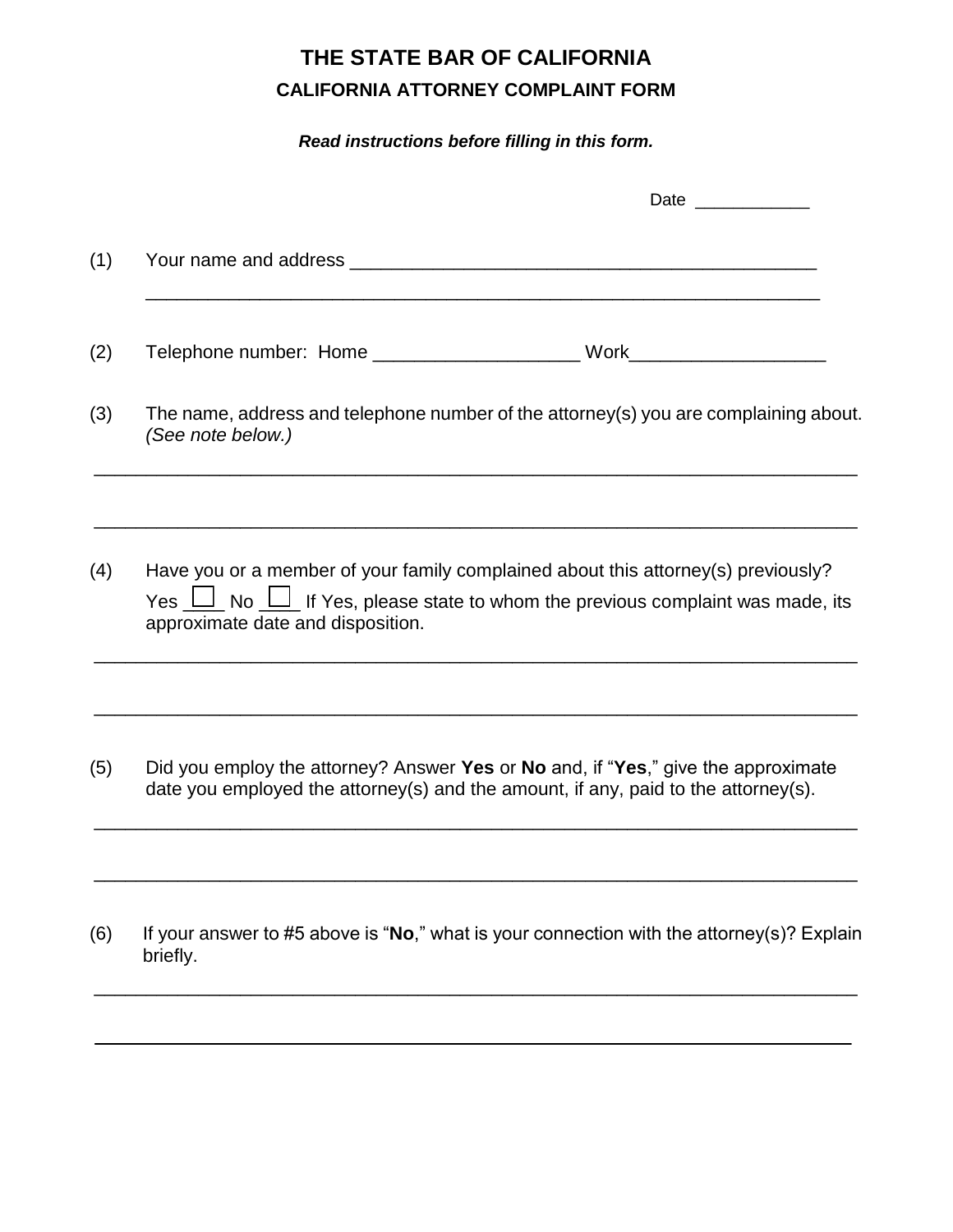# THE STATE BAR OF CALIFORNIA

## CALIFORNIA ATTORNEY COMPLAINT FORM

***Read instructions before filling in this form.***

Date ____________

(1) Your name and address _______________________________________________

_________________________________________________________________

(2) Telephone number: Home ____________________ Work___________________

(3) The name, address and telephone number of the attorney(s) you are complaining about. *(See note below.)*

_____________________________________________________________________________

_____________________________________________________________________________

(4) Have you or a member of your family complained about this attorney(s) previously?
Yes ☐ No ☐ If Yes, please state to whom the previous complaint was made, its approximate date and disposition.

_____________________________________________________________________________

_____________________________________________________________________________

(5) Did you employ the attorney? Answer **Yes** or **No** and, if "**Yes**," give the approximate date you employed the attorney(s) and the amount, if any, paid to the attorney(s).

_____________________________________________________________________________

_____________________________________________________________________________

(6) If your answer to #5 above is "**No**," what is your connection with the attorney(s)? Explain briefly.

_____________________________________________________________________________

_____________________________________________________________________________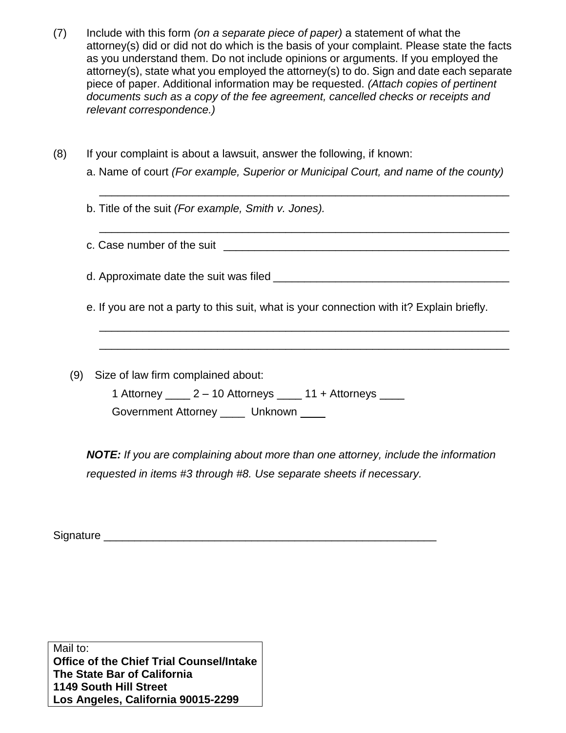(7) Include with this form *(on a separate piece of paper)* a statement of what the attorney(s) did or did not do which is the basis of your complaint. Please state the facts as you understand them. Do not include opinions or arguments. If you employed the attorney(s), state what you employed the attorney(s) to do. Sign and date each separate piece of paper. Additional information may be requested. *(Attach copies of pertinent documents such as a copy of the fee agreement, cancelled checks or receipts and relevant correspondence.)*

(8) If your complaint is about a lawsuit, answer the following, if known:

a. Name of court *(For example, Superior or Municipal Court, and name of the county)*

_______________________________________________________________

b. Title of the suit *(For example, Smith v. Jones).*

_______________________________________________________________

c. Case number of the suit _____________________________________________

d. Approximate date the suit was filed ____________________________________

e. If you are not a party to this suit, what is your connection with it? Explain briefly.

_______________________________________________________________

_______________________________________________________________

(9) Size of law firm complained about:

1 Attorney ____ 2 – 10 Attorneys ____ 11 + Attorneys ____

Government Attorney ____ Unknown ____

***NOTE:*** *If you are complaining about more than one attorney, include the information requested in items #3 through #8. Use separate sheets if necessary.*

Signature _______________________________________________________

Mail to:
**Office of the Chief Trial Counsel/Intake**
**The State Bar of California**
**1149 South Hill Street**
**Los Angeles, California 90015-2299**